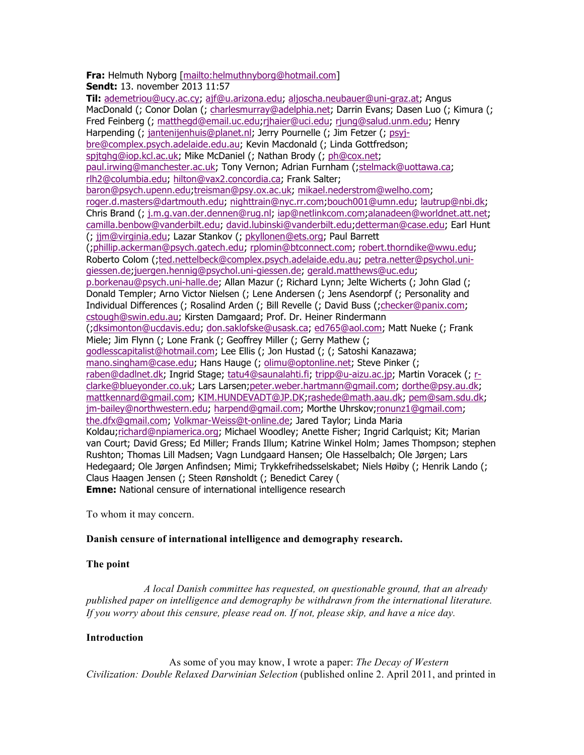**Fra:** Helmuth Nyborg [mailto:helmuthnyborg@hotmail.com]
**Sendt:** 13. november 2013 11:57
**Til:** ademetriou@ucy.ac.cy; ajf@u.arizona.edu; aljoscha.neubauer@uni-graz.at; Angus MacDonald (; Conor Dolan (; charlesmurray@adelphia.net; Darrin Evans; Dasen Luo (; Kimura (; Fred Feinberg (; matthegd@email.uc.edu;rjhaier@uci.edu; rjung@salud.unm.edu; Henry Harpending (; jantenijenhuis@planet.nl; Jerry Pournelle (; Jim Fetzer (; psyj-bre@complex.psych.adelaide.edu.au; Kevin Macdonald (; Linda Gottfredson; spjtghg@iop.kcl.ac.uk; Mike McDaniel (; Nathan Brody (; ph@cox.net; paul.irwing@manchester.ac.uk; Tony Vernon; Adrian Furnham (;stelmack@uottawa.ca; rlh2@columbia.edu; hilton@vax2.concordia.ca; Frank Salter; baron@psych.upenn.edu;treisman@psy.ox.ac.uk; mikael.nederstrom@welho.com; roger.d.masters@dartmouth.edu; nighttrain@nyc.rr.com;bouch001@umn.edu; lautrup@nbi.dk; Chris Brand (; j.m.g.van.der.dennen@rug.nl; iap@netlinkcom.com;alanadeen@worldnet.att.net; camilla.benbow@vanderbilt.edu; david.lubinski@vanderbilt.edu;detterman@case.edu; Earl Hunt (; jjm@virginia.edu; Lazar Stankov (; pkyllonen@ets.org; Paul Barrett (;phillip.ackerman@psych.gatech.edu; rplomin@btconnect.com; robert.thorndike@wwu.edu; Roberto Colom (;ted.nettelbeck@complex.psych.adelaide.edu.au; petra.netter@psychol.uni-giessen.de;juergen.hennig@psychol.uni-giessen.de; gerald.matthews@uc.edu; p.borkenau@psych.uni-halle.de; Allan Mazur (; Richard Lynn; Jelte Wicherts (; John Glad (; Donald Templer; Arno Victor Nielsen (; Lene Andersen (; Jens Asendorpf (; Personality and Individual Differences (; Rosalind Arden (; Bill Revelle (; David Buss (;checker@panix.com; cstough@swin.edu.au; Kirsten Damgaard; Prof. Dr. Heiner Rindermann (;dksimonton@ucdavis.edu; don.saklofske@usask.ca; ed765@aol.com; Matt Nueke (; Frank Miele; Jim Flynn (; Lone Frank (; Geoffrey Miller (; Gerry Mathew (; godlesscapitalist@hotmail.com; Lee Ellis (; Jon Hustad (; (; Satoshi Kanazawa; mano.singham@case.edu; Hans Hauge (; olimu@optonline.net; Steve Pinker (; raben@dadlnet.dk; Ingrid Stage; tatu4@saunalahti.fi; tripp@u-aizu.ac.jp; Martin Voracek (; r-clarke@blueyonder.co.uk; Lars Larsen;peter.weber.hartmann@gmail.com; dorthe@psy.au.dk; mattkennard@gmail.com; KIM.HUNDEVADT@JP.DK;rashede@math.aau.dk; pem@sam.sdu.dk; jm-bailey@northwestern.edu; harpend@gmail.com; Morthe Uhrskov;ronunz1@gmail.com; the.dfx@gmail.com; Volkmar-Weiss@t-online.de; Jared Taylor; Linda Maria Koldau;richard@npiamerica.org; Michael Woodley; Anette Fisher; Ingrid Carlquist; Kit; Marian van Court; David Gress; Ed Miller; Frands Illum; Katrine Winkel Holm; James Thompson; stephen Rushton; Thomas Lill Madsen; Vagn Lundgaard Hansen; Ole Hasselbalch; Ole Jørgen; Lars Hedegaard; Ole Jørgen Anfindsen; Mimi; Trykkefrihedsselskabet; Niels Høiby (; Henrik Lando (; Claus Haagen Jensen (; Steen Rønsholdt (; Benedict Carey (
**Emne:** National censure of international intelligence research

To whom it may concern.

**Danish censure of international intelligence and demography research.**

**The point**

*A local Danish committee has requested, on questionable ground, that an already published paper on intelligence and demography be withdrawn from the international literature. If you worry about this censure, please read on. If not, please skip, and have a nice day.*

**Introduction**

As some of you may know, I wrote a paper: *The Decay of Western Civilization: Double Relaxed Darwinian Selection* (published online 2. April 2011, and printed in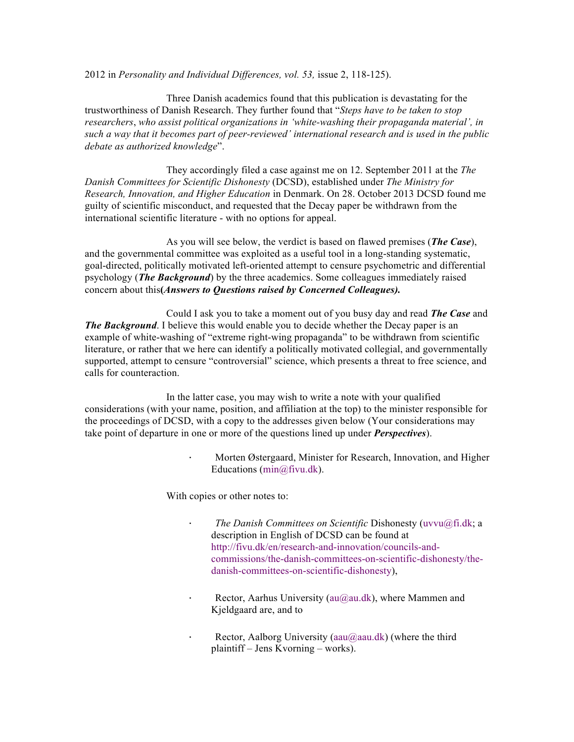2012 in *Personality and Individual Differences, vol. 53,* issue 2, 118-125).

Three Danish academics found that this publication is devastating for the trustworthiness of Danish Research. They further found that "*Steps have to be taken to stop researchers*, *who assist political organizations in 'white-washing their propaganda material', in such a way that it becomes part of peer-reviewed' international research and is used in the public debate as authorized knowledge*".

They accordingly filed a case against me on 12. September 2011 at the *The Danish Committees for Scientific Dishonesty* (DCSD), established under *The Ministry for Research, Innovation, and Higher Education* in Denmark. On 28. October 2013 DCSD found me guilty of scientific misconduct, and requested that the Decay paper be withdrawn from the international scientific literature - with no options for appeal.

As you will see below, the verdict is based on flawed premises (***The Case***), and the governmental committee was exploited as a useful tool in a long-standing systematic, goal-directed, politically motivated left-oriented attempt to censure psychometric and differential psychology (***The Background***) by the three academics. Some colleagues immediately raised concern about this**(*Answers to Questions raised by Concerned Colleagues).***

Could I ask you to take a moment out of you busy day and read ***The Case*** and ***The Background***. I believe this would enable you to decide whether the Decay paper is an example of white-washing of "extreme right-wing propaganda" to be withdrawn from scientific literature, or rather that we here can identify a politically motivated collegial, and governmentally supported, attempt to censure "controversial" science, which presents a threat to free science, and calls for counteraction.

In the latter case, you may wish to write a note with your qualified considerations (with your name, position, and affiliation at the top) to the minister responsible for the proceedings of DCSD, with a copy to the addresses given below (Your considerations may take point of departure in one or more of the questions lined up under ***Perspectives***).

- Morten Østergaard, Minister for Research, Innovation, and Higher Educations (min@fivu.dk).

With copies or other notes to:

- *The Danish Committees on Scientific* Dishonesty (uvvu@fi.dk; a description in English of DCSD can be found at http://fivu.dk/en/research-and-innovation/councils-and-commissions/the-danish-committees-on-scientific-dishonesty/the-danish-committees-on-scientific-dishonesty),

- Rector, Aarhus University (au@au.dk), where Mammen and Kjeldgaard are, and to

- Rector, Aalborg University (aau@aau.dk) (where the third plaintiff – Jens Kvorning – works).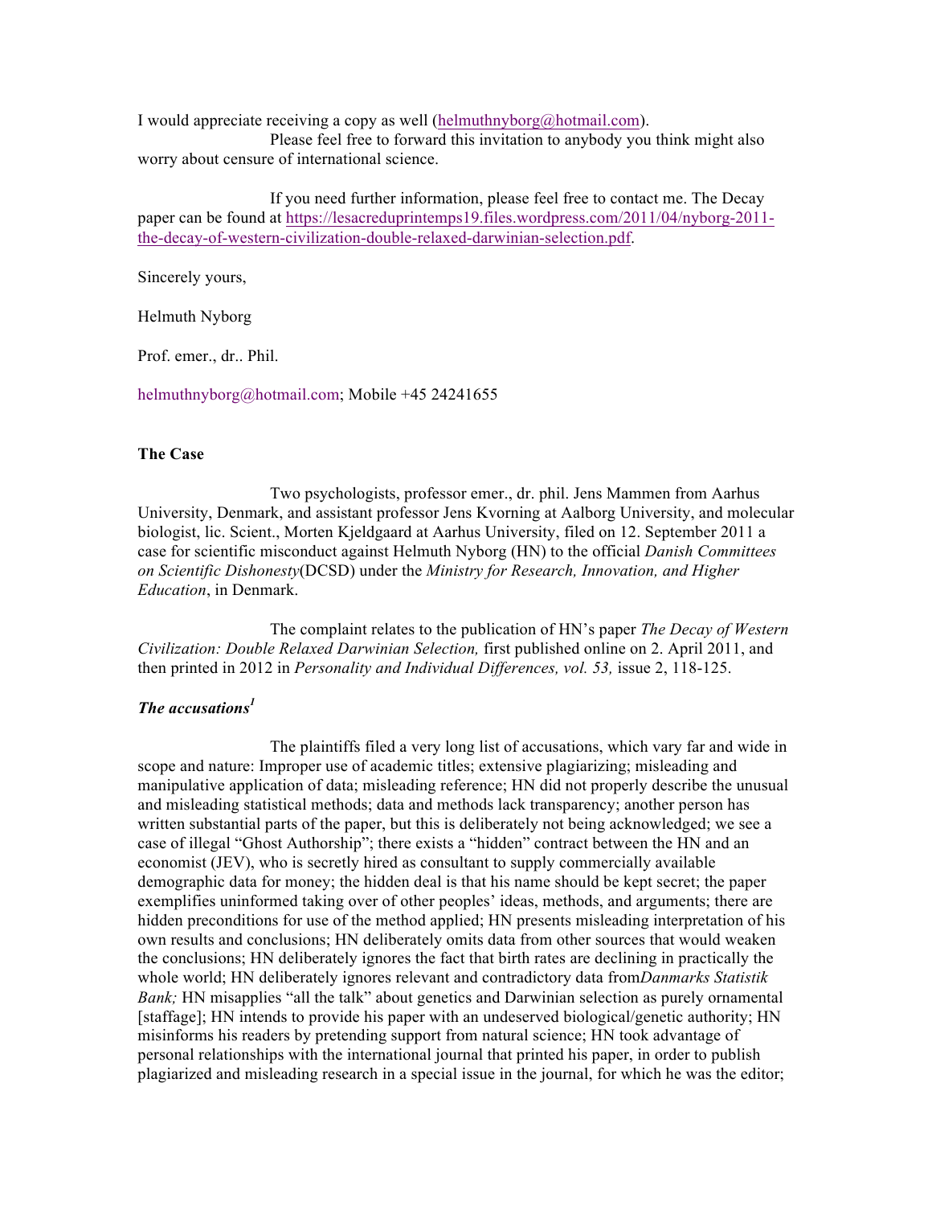I would appreciate receiving a copy as well (helmuthnyborg@hotmail.com).

Please feel free to forward this invitation to anybody you think might also worry about censure of international science.

If you need further information, please feel free to contact me. The Decay paper can be found at https://lesacreduprintemps19.files.wordpress.com/2011/04/nyborg-2011-the-decay-of-western-civilization-double-relaxed-darwinian-selection.pdf.

Sincerely yours,

Helmuth Nyborg

Prof. emer., dr.. Phil.

helmuthnyborg@hotmail.com; Mobile +45 24241655

**The Case**

Two psychologists, professor emer., dr. phil. Jens Mammen from Aarhus University, Denmark, and assistant professor Jens Kvorning at Aalborg University, and molecular biologist, lic. Scient., Morten Kjeldgaard at Aarhus University, filed on 12. September 2011 a case for scientific misconduct against Helmuth Nyborg (HN) to the official *Danish Committees on Scientific Dishonesty*(DCSD) under the *Ministry for Research, Innovation, and Higher Education*, in Denmark.

The complaint relates to the publication of HN's paper *The Decay of Western Civilization: Double Relaxed Darwinian Selection,* first published online on 2. April 2011, and then printed in 2012 in *Personality and Individual Differences, vol. 53,* issue 2, 118-125.

***The accusations***[1]

The plaintiffs filed a very long list of accusations, which vary far and wide in scope and nature: Improper use of academic titles; extensive plagiarizing; misleading and manipulative application of data; misleading reference; HN did not properly describe the unusual and misleading statistical methods; data and methods lack transparency; another person has written substantial parts of the paper, but this is deliberately not being acknowledged; we see a case of illegal "Ghost Authorship"; there exists a "hidden" contract between the HN and an economist (JEV), who is secretly hired as consultant to supply commercially available demographic data for money; the hidden deal is that his name should be kept secret; the paper exemplifies uninformed taking over of other peoples' ideas, methods, and arguments; there are hidden preconditions for use of the method applied; HN presents misleading interpretation of his own results and conclusions; HN deliberately omits data from other sources that would weaken the conclusions; HN deliberately ignores the fact that birth rates are declining in practically the whole world; HN deliberately ignores relevant and contradictory data from*Danmarks Statistik Bank;* HN misapplies "all the talk" about genetics and Darwinian selection as purely ornamental [staffage]; HN intends to provide his paper with an undeserved biological/genetic authority; HN misinforms his readers by pretending support from natural science; HN took advantage of personal relationships with the international journal that printed his paper, in order to publish plagiarized and misleading research in a special issue in the journal, for which he was the editor;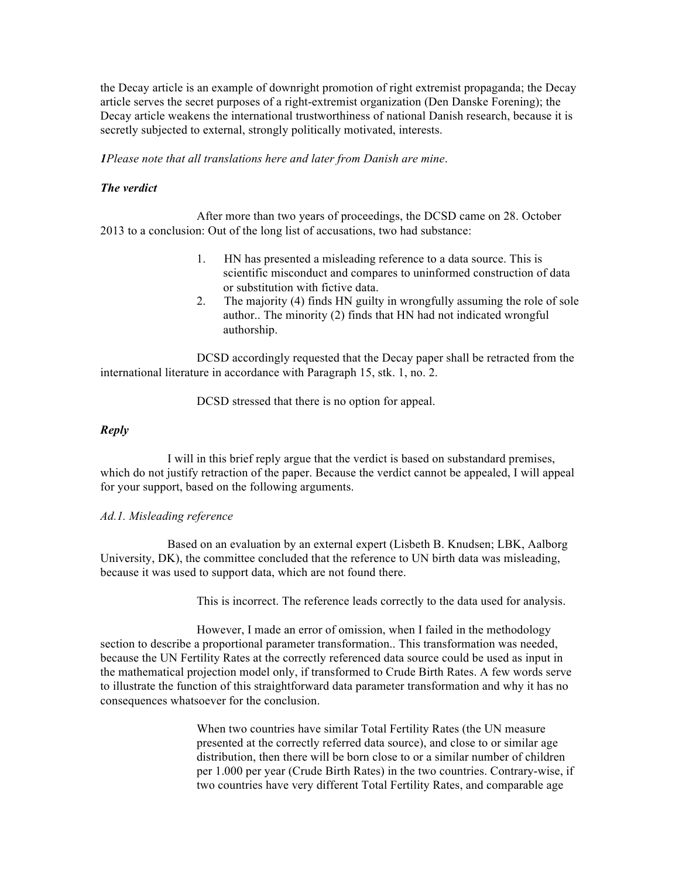the Decay article is an example of downright promotion of right extremist propaganda; the Decay article serves the secret purposes of a right-extremist organization (Den Danske Forening); the Decay article weakens the international trustworthiness of national Danish research, because it is secretly subjected to external, strongly politically motivated, interests.

***1****Please note that all translations here and later from Danish are mine*.

### *The verdict*

After more than two years of proceedings, the DCSD came on 28. October 2013 to a conclusion: Out of the long list of accusations, two had substance:

1. HN has presented a misleading reference to a data source. This is scientific misconduct and compares to uninformed construction of data or substitution with fictive data.
2. The majority (4) finds HN guilty in wrongfully assuming the role of sole author.. The minority (2) finds that HN had not indicated wrongful authorship.

DCSD accordingly requested that the Decay paper shall be retracted from the international literature in accordance with Paragraph 15, stk. 1, no. 2.

DCSD stressed that there is no option for appeal.

### *Reply*

I will in this brief reply argue that the verdict is based on substandard premises, which do not justify retraction of the paper. Because the verdict cannot be appealed, I will appeal for your support, based on the following arguments.

#### *Ad.1. Misleading reference*

Based on an evaluation by an external expert (Lisbeth B. Knudsen; LBK, Aalborg University, DK), the committee concluded that the reference to UN birth data was misleading, because it was used to support data, which are not found there.

This is incorrect. The reference leads correctly to the data used for analysis.

However, I made an error of omission, when I failed in the methodology section to describe a proportional parameter transformation.. This transformation was needed, because the UN Fertility Rates at the correctly referenced data source could be used as input in the mathematical projection model only, if transformed to Crude Birth Rates. A few words serve to illustrate the function of this straightforward data parameter transformation and why it has no consequences whatsoever for the conclusion.

> When two countries have similar Total Fertility Rates (the UN measure presented at the correctly referred data source), and close to or similar age distribution, then there will be born close to or a similar number of children per 1.000 per year (Crude Birth Rates) in the two countries. Contrary-wise, if two countries have very different Total Fertility Rates, and comparable age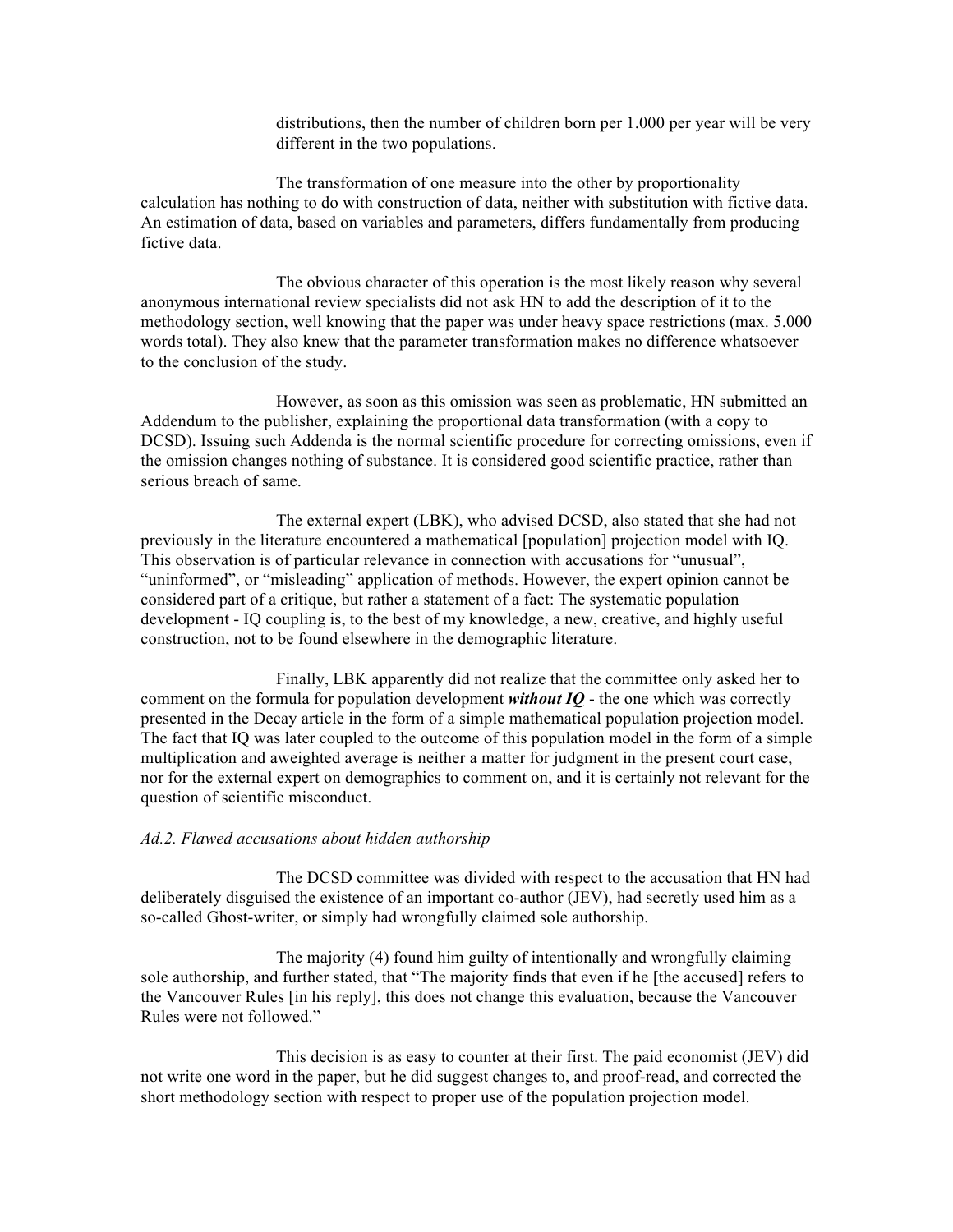distributions, then the number of children born per 1.000 per year will be very different in the two populations.

The transformation of one measure into the other by proportionality calculation has nothing to do with construction of data, neither with substitution with fictive data. An estimation of data, based on variables and parameters, differs fundamentally from producing fictive data.

The obvious character of this operation is the most likely reason why several anonymous international review specialists did not ask HN to add the description of it to the methodology section, well knowing that the paper was under heavy space restrictions (max. 5.000 words total). They also knew that the parameter transformation makes no difference whatsoever to the conclusion of the study.

However, as soon as this omission was seen as problematic, HN submitted an Addendum to the publisher, explaining the proportional data transformation (with a copy to DCSD). Issuing such Addenda is the normal scientific procedure for correcting omissions, even if the omission changes nothing of substance. It is considered good scientific practice, rather than serious breach of same.

The external expert (LBK), who advised DCSD, also stated that she had not previously in the literature encountered a mathematical [population] projection model with IQ. This observation is of particular relevance in connection with accusations for "unusual", "uninformed", or "misleading" application of methods. However, the expert opinion cannot be considered part of a critique, but rather a statement of a fact: The systematic population development - IQ coupling is, to the best of my knowledge, a new, creative, and highly useful construction, not to be found elsewhere in the demographic literature.

Finally, LBK apparently did not realize that the committee only asked her to comment on the formula for population development ***without IQ*** - the one which was correctly presented in the Decay article in the form of a simple mathematical population projection model. The fact that IQ was later coupled to the outcome of this population model in the form of a simple multiplication and aweighted average is neither a matter for judgment in the present court case, nor for the external expert on demographics to comment on, and it is certainly not relevant for the question of scientific misconduct.

*Ad.2. Flawed accusations about hidden authorship*

The DCSD committee was divided with respect to the accusation that HN had deliberately disguised the existence of an important co-author (JEV), had secretly used him as a so-called Ghost-writer, or simply had wrongfully claimed sole authorship.

The majority (4) found him guilty of intentionally and wrongfully claiming sole authorship, and further stated, that "The majority finds that even if he [the accused] refers to the Vancouver Rules [in his reply], this does not change this evaluation, because the Vancouver Rules were not followed."

This decision is as easy to counter at their first. The paid economist (JEV) did not write one word in the paper, but he did suggest changes to, and proof-read, and corrected the short methodology section with respect to proper use of the population projection model.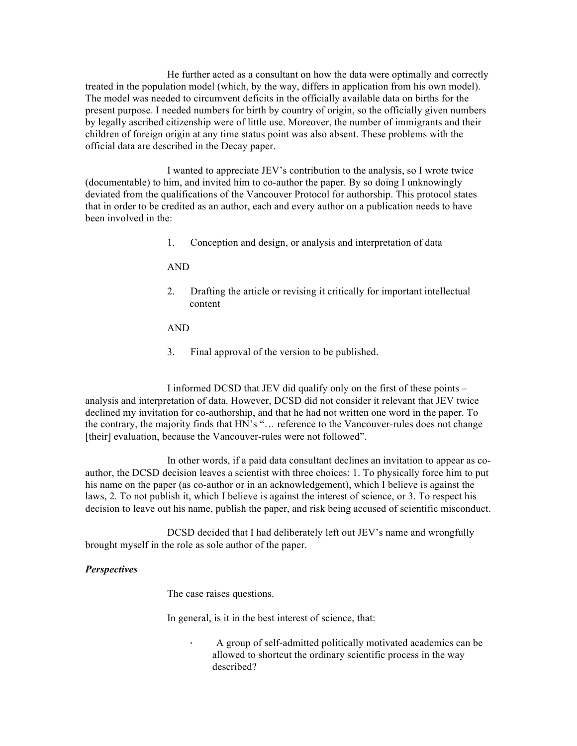He further acted as a consultant on how the data were optimally and correctly treated in the population model (which, by the way, differs in application from his own model). The model was needed to circumvent deficits in the officially available data on births for the present purpose. I needed numbers for birth by country of origin, so the officially given numbers by legally ascribed citizenship were of little use. Moreover, the number of immigrants and their children of foreign origin at any time status point was also absent. These problems with the official data are described in the Decay paper.

I wanted to appreciate JEV's contribution to the analysis, so I wrote twice (documentable) to him, and invited him to co-author the paper. By so doing I unknowingly deviated from the qualifications of the Vancouver Protocol for authorship. This protocol states that in order to be credited as an author, each and every author on a publication needs to have been involved in the:

1. Conception and design, or analysis and interpretation of data

   AND

2. Drafting the article or revising it critically for important intellectual content

   AND

3. Final approval of the version to be published.

I informed DCSD that JEV did qualify only on the first of these points – analysis and interpretation of data. However, DCSD did not consider it relevant that JEV twice declined my invitation for co-authorship, and that he had not written one word in the paper. To the contrary, the majority finds that HN's "… reference to the Vancouver-rules does not change [their] evaluation, because the Vancouver-rules were not followed".

In other words, if a paid data consultant declines an invitation to appear as co-author, the DCSD decision leaves a scientist with three choices: 1. To physically force him to put his name on the paper (as co-author or in an acknowledgement), which I believe is against the laws, 2. To not publish it, which I believe is against the interest of science, or 3. To respect his decision to leave out his name, publish the paper, and risk being accused of scientific misconduct.

DCSD decided that I had deliberately left out JEV's name and wrongfully brought myself in the role as sole author of the paper.

***Perspectives***

The case raises questions.

In general, is it in the best interest of science, that:

- A group of self-admitted politically motivated academics can be allowed to shortcut the ordinary scientific process in the way described?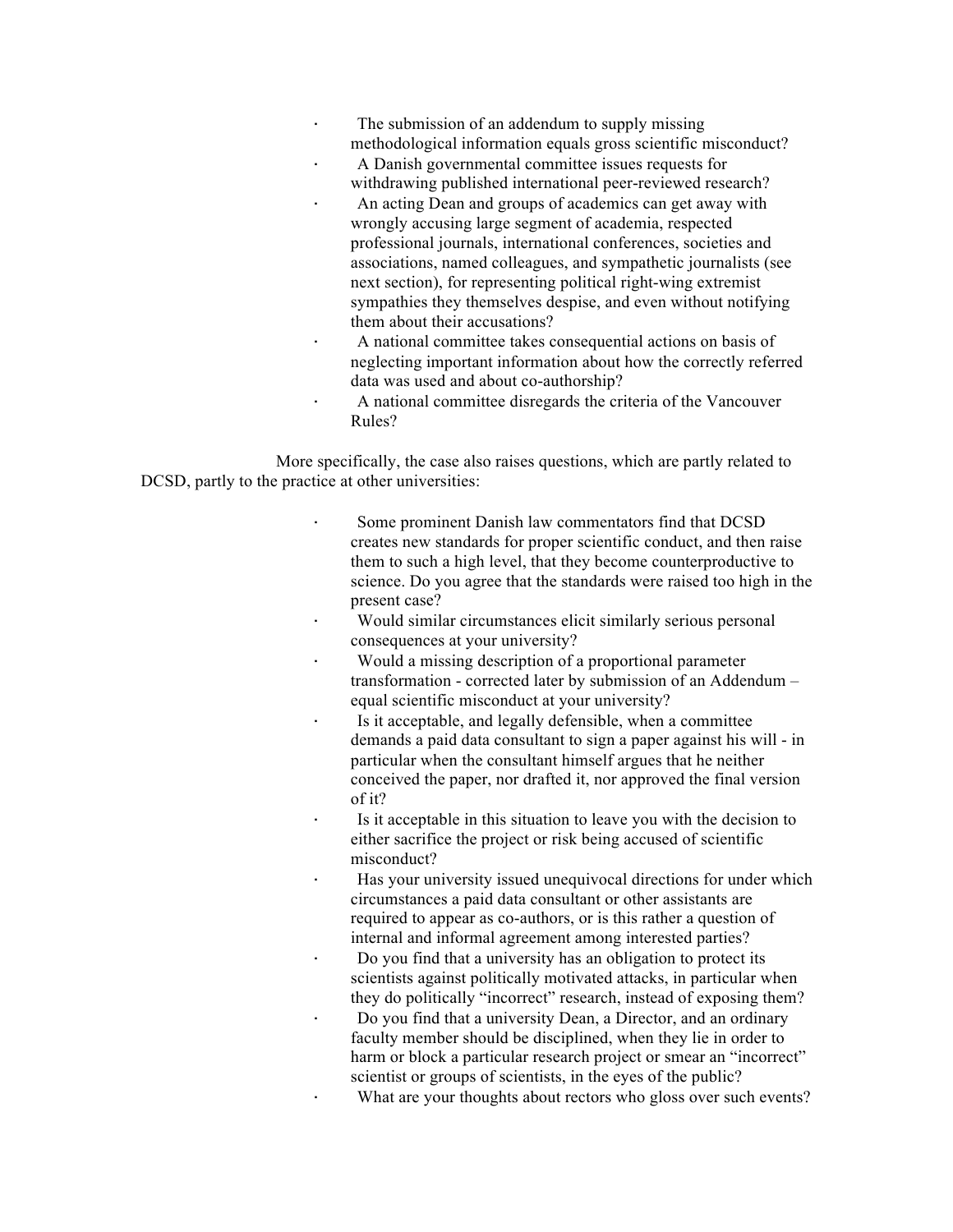- The submission of an addendum to supply missing methodological information equals gross scientific misconduct?
- A Danish governmental committee issues requests for withdrawing published international peer-reviewed research?
- An acting Dean and groups of academics can get away with wrongly accusing large segment of academia, respected professional journals, international conferences, societies and associations, named colleagues, and sympathetic journalists (see next section), for representing political right-wing extremist sympathies they themselves despise, and even without notifying them about their accusations?
- A national committee takes consequential actions on basis of neglecting important information about how the correctly referred data was used and about co-authorship?
- A national committee disregards the criteria of the Vancouver Rules?

More specifically, the case also raises questions, which are partly related to DCSD, partly to the practice at other universities:

- Some prominent Danish law commentators find that DCSD creates new standards for proper scientific conduct, and then raise them to such a high level, that they become counterproductive to science. Do you agree that the standards were raised too high in the present case?
- Would similar circumstances elicit similarly serious personal consequences at your university?
- Would a missing description of a proportional parameter transformation - corrected later by submission of an Addendum – equal scientific misconduct at your university?
- Is it acceptable, and legally defensible, when a committee demands a paid data consultant to sign a paper against his will - in particular when the consultant himself argues that he neither conceived the paper, nor drafted it, nor approved the final version of it?
- Is it acceptable in this situation to leave you with the decision to either sacrifice the project or risk being accused of scientific misconduct?
- Has your university issued unequivocal directions for under which circumstances a paid data consultant or other assistants are required to appear as co-authors, or is this rather a question of internal and informal agreement among interested parties?
- Do you find that a university has an obligation to protect its scientists against politically motivated attacks, in particular when they do politically "incorrect" research, instead of exposing them?
- Do you find that a university Dean, a Director, and an ordinary faculty member should be disciplined, when they lie in order to harm or block a particular research project or smear an "incorrect" scientist or groups of scientists, in the eyes of the public?
- What are your thoughts about rectors who gloss over such events?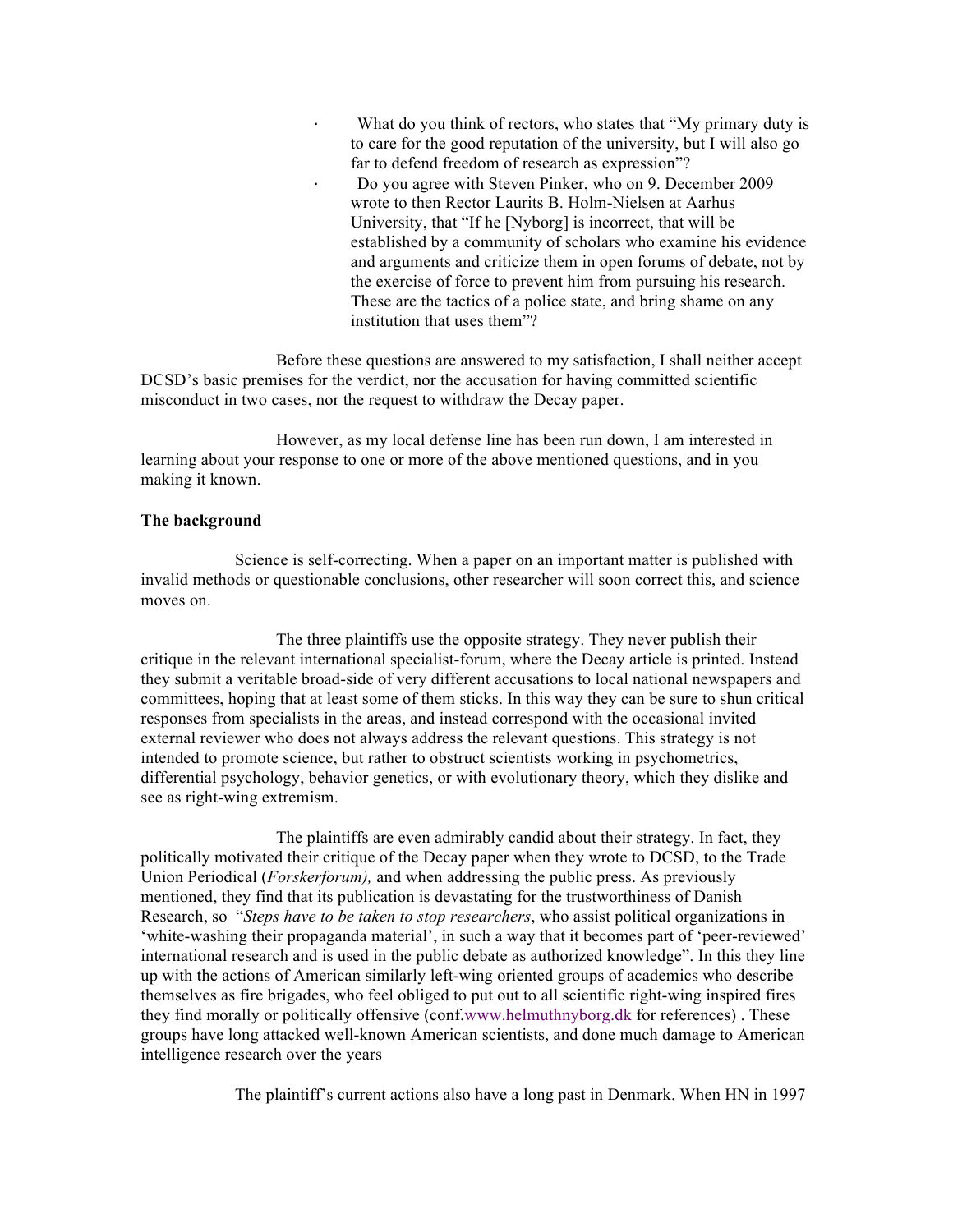- What do you think of rectors, who states that "My primary duty is to care for the good reputation of the university, but I will also go far to defend freedom of research as expression"?
- Do you agree with Steven Pinker, who on 9. December 2009 wrote to then Rector Laurits B. Holm-Nielsen at Aarhus University, that "If he [Nyborg] is incorrect, that will be established by a community of scholars who examine his evidence and arguments and criticize them in open forums of debate, not by the exercise of force to prevent him from pursuing his research. These are the tactics of a police state, and bring shame on any institution that uses them"?

Before these questions are answered to my satisfaction, I shall neither accept DCSD's basic premises for the verdict, nor the accusation for having committed scientific misconduct in two cases, nor the request to withdraw the Decay paper.

However, as my local defense line has been run down, I am interested in learning about your response to one or more of the above mentioned questions, and in you making it known.

**The background**

Science is self-correcting. When a paper on an important matter is published with invalid methods or questionable conclusions, other researcher will soon correct this, and science moves on.

The three plaintiffs use the opposite strategy. They never publish their critique in the relevant international specialist-forum, where the Decay article is printed. Instead they submit a veritable broad-side of very different accusations to local national newspapers and committees, hoping that at least some of them sticks. In this way they can be sure to shun critical responses from specialists in the areas, and instead correspond with the occasional invited external reviewer who does not always address the relevant questions. This strategy is not intended to promote science, but rather to obstruct scientists working in psychometrics, differential psychology, behavior genetics, or with evolutionary theory, which they dislike and see as right-wing extremism.

The plaintiffs are even admirably candid about their strategy. In fact, they politically motivated their critique of the Decay paper when they wrote to DCSD, to the Trade Union Periodical (*Forskerforum),* and when addressing the public press. As previously mentioned, they find that its publication is devastating for the trustworthiness of Danish Research, so "*Steps have to be taken to stop researchers*, who assist political organizations in 'white-washing their propaganda material', in such a way that it becomes part of 'peer-reviewed' international research and is used in the public debate as authorized knowledge". In this they line up with the actions of American similarly left-wing oriented groups of academics who describe themselves as fire brigades, who feel obliged to put out to all scientific right-wing inspired fires they find morally or politically offensive (conf.www.helmuthnyborg.dk for references) . These groups have long attacked well-known American scientists, and done much damage to American intelligence research over the years

The plaintiff's current actions also have a long past in Denmark. When HN in 1997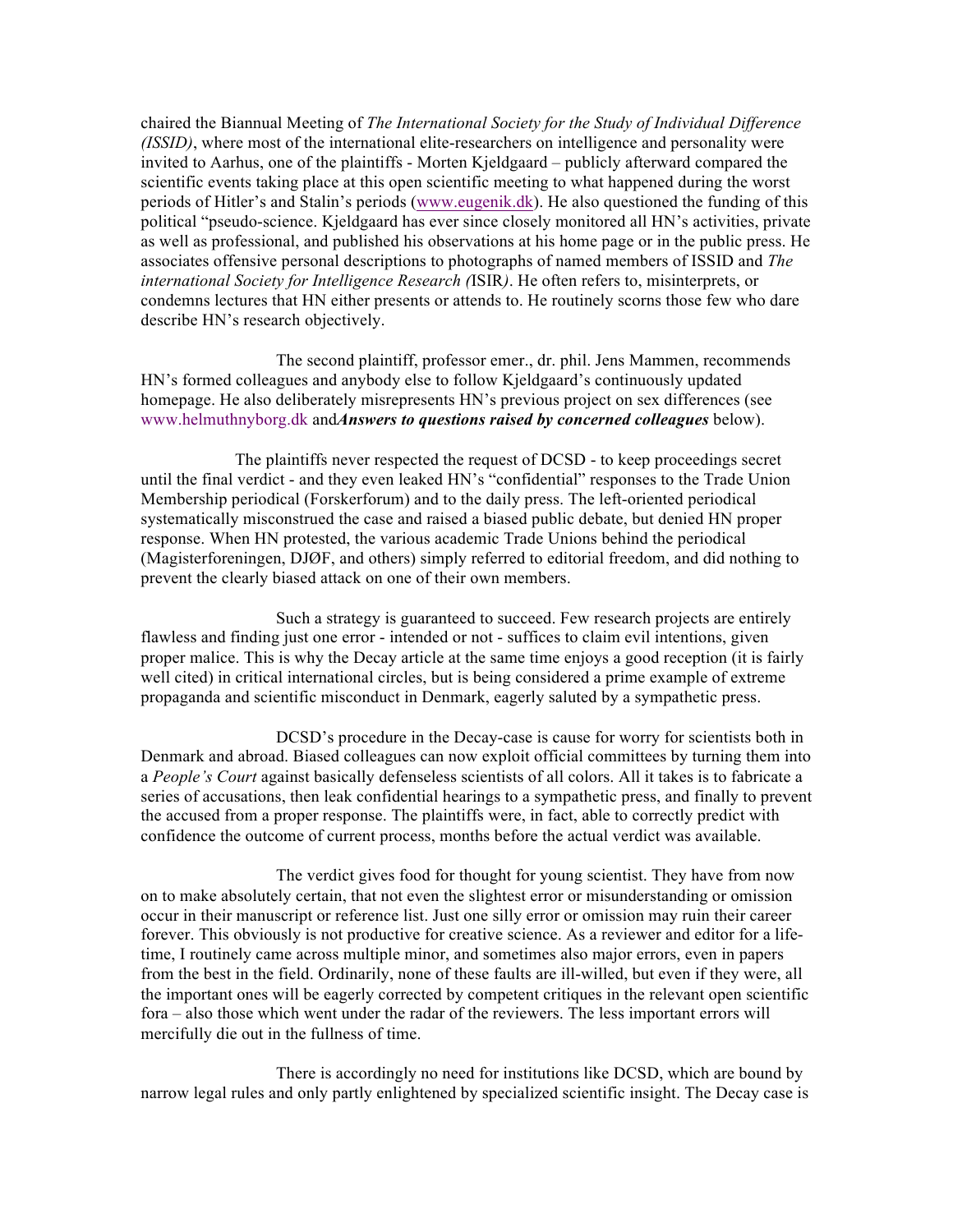chaired the Biannual Meeting of *The International Society for the Study of Individual Difference (ISSID)*, where most of the international elite-researchers on intelligence and personality were invited to Aarhus, one of the plaintiffs - Morten Kjeldgaard – publicly afterward compared the scientific events taking place at this open scientific meeting to what happened during the worst periods of Hitler's and Stalin's periods (www.eugenik.dk). He also questioned the funding of this political "pseudo-science. Kjeldgaard has ever since closely monitored all HN's activities, private as well as professional, and published his observations at his home page or in the public press. He associates offensive personal descriptions to photographs of named members of ISSID and *The international Society for Intelligence Research (*ISIR*)*. He often refers to, misinterprets, or condemns lectures that HN either presents or attends to. He routinely scorns those few who dare describe HN's research objectively.

The second plaintiff, professor emer., dr. phil. Jens Mammen, recommends HN's formed colleagues and anybody else to follow Kjeldgaard's continuously updated homepage. He also deliberately misrepresents HN's previous project on sex differences (see www.helmuthnyborg.dk and***Answers to questions raised by concerned colleagues*** below).

The plaintiffs never respected the request of DCSD - to keep proceedings secret until the final verdict - and they even leaked HN's "confidential" responses to the Trade Union Membership periodical (Forskerforum) and to the daily press. The left-oriented periodical systematically misconstrued the case and raised a biased public debate, but denied HN proper response. When HN protested, the various academic Trade Unions behind the periodical (Magisterforeningen, DJØF, and others) simply referred to editorial freedom, and did nothing to prevent the clearly biased attack on one of their own members.

Such a strategy is guaranteed to succeed. Few research projects are entirely flawless and finding just one error - intended or not - suffices to claim evil intentions, given proper malice. This is why the Decay article at the same time enjoys a good reception (it is fairly well cited) in critical international circles, but is being considered a prime example of extreme propaganda and scientific misconduct in Denmark, eagerly saluted by a sympathetic press.

DCSD's procedure in the Decay-case is cause for worry for scientists both in Denmark and abroad. Biased colleagues can now exploit official committees by turning them into a *People's Court* against basically defenseless scientists of all colors. All it takes is to fabricate a series of accusations, then leak confidential hearings to a sympathetic press, and finally to prevent the accused from a proper response. The plaintiffs were, in fact, able to correctly predict with confidence the outcome of current process, months before the actual verdict was available.

The verdict gives food for thought for young scientist. They have from now on to make absolutely certain, that not even the slightest error or misunderstanding or omission occur in their manuscript or reference list. Just one silly error or omission may ruin their career forever. This obviously is not productive for creative science. As a reviewer and editor for a life-time, I routinely came across multiple minor, and sometimes also major errors, even in papers from the best in the field. Ordinarily, none of these faults are ill-willed, but even if they were, all the important ones will be eagerly corrected by competent critiques in the relevant open scientific fora – also those which went under the radar of the reviewers. The less important errors will mercifully die out in the fullness of time.

There is accordingly no need for institutions like DCSD, which are bound by narrow legal rules and only partly enlightened by specialized scientific insight. The Decay case is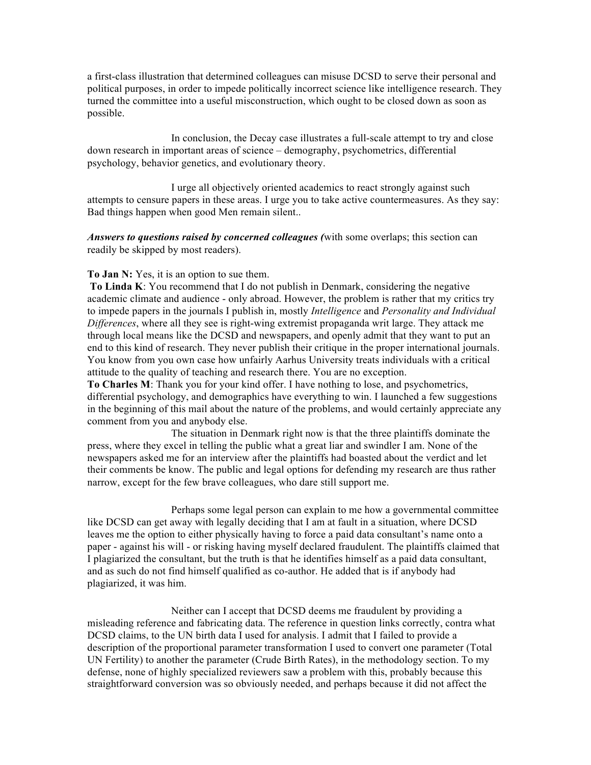a first-class illustration that determined colleagues can misuse DCSD to serve their personal and political purposes, in order to impede politically incorrect science like intelligence research. They turned the committee into a useful misconstruction, which ought to be closed down as soon as possible.

In conclusion, the Decay case illustrates a full-scale attempt to try and close down research in important areas of science – demography, psychometrics, differential psychology, behavior genetics, and evolutionary theory.

I urge all objectively oriented academics to react strongly against such attempts to censure papers in these areas. I urge you to take active countermeasures. As they say: Bad things happen when good Men remain silent..

***Answers to questions raised by concerned colleagues (****with some overlaps; this section can readily be skipped by most readers).*

**To Jan N:** Yes, it is an option to sue them.

**To Linda K**: You recommend that I do not publish in Denmark, considering the negative academic climate and audience - only abroad. However, the problem is rather that my critics try to impede papers in the journals I publish in, mostly *Intelligence* and *Personality and Individual Differences*, where all they see is right-wing extremist propaganda writ large. They attack me through local means like the DCSD and newspapers, and openly admit that they want to put an end to this kind of research. They never publish their critique in the proper international journals. You know from you own case how unfairly Aarhus University treats individuals with a critical attitude to the quality of teaching and research there. You are no exception.

**To Charles M**: Thank you for your kind offer. I have nothing to lose, and psychometrics, differential psychology, and demographics have everything to win. I launched a few suggestions in the beginning of this mail about the nature of the problems, and would certainly appreciate any comment from you and anybody else.

The situation in Denmark right now is that the three plaintiffs dominate the press, where they excel in telling the public what a great liar and swindler I am. None of the newspapers asked me for an interview after the plaintiffs had boasted about the verdict and let their comments be know. The public and legal options for defending my research are thus rather narrow, except for the few brave colleagues, who dare still support me.

Perhaps some legal person can explain to me how a governmental committee like DCSD can get away with legally deciding that I am at fault in a situation, where DCSD leaves me the option to either physically having to force a paid data consultant's name onto a paper - against his will - or risking having myself declared fraudulent. The plaintiffs claimed that I plagiarized the consultant, but the truth is that he identifies himself as a paid data consultant, and as such do not find himself qualified as co-author. He added that is if anybody had plagiarized, it was him.

Neither can I accept that DCSD deems me fraudulent by providing a misleading reference and fabricating data. The reference in question links correctly, contra what DCSD claims, to the UN birth data I used for analysis. I admit that I failed to provide a description of the proportional parameter transformation I used to convert one parameter (Total UN Fertility) to another the parameter (Crude Birth Rates), in the methodology section. To my defense, none of highly specialized reviewers saw a problem with this, probably because this straightforward conversion was so obviously needed, and perhaps because it did not affect the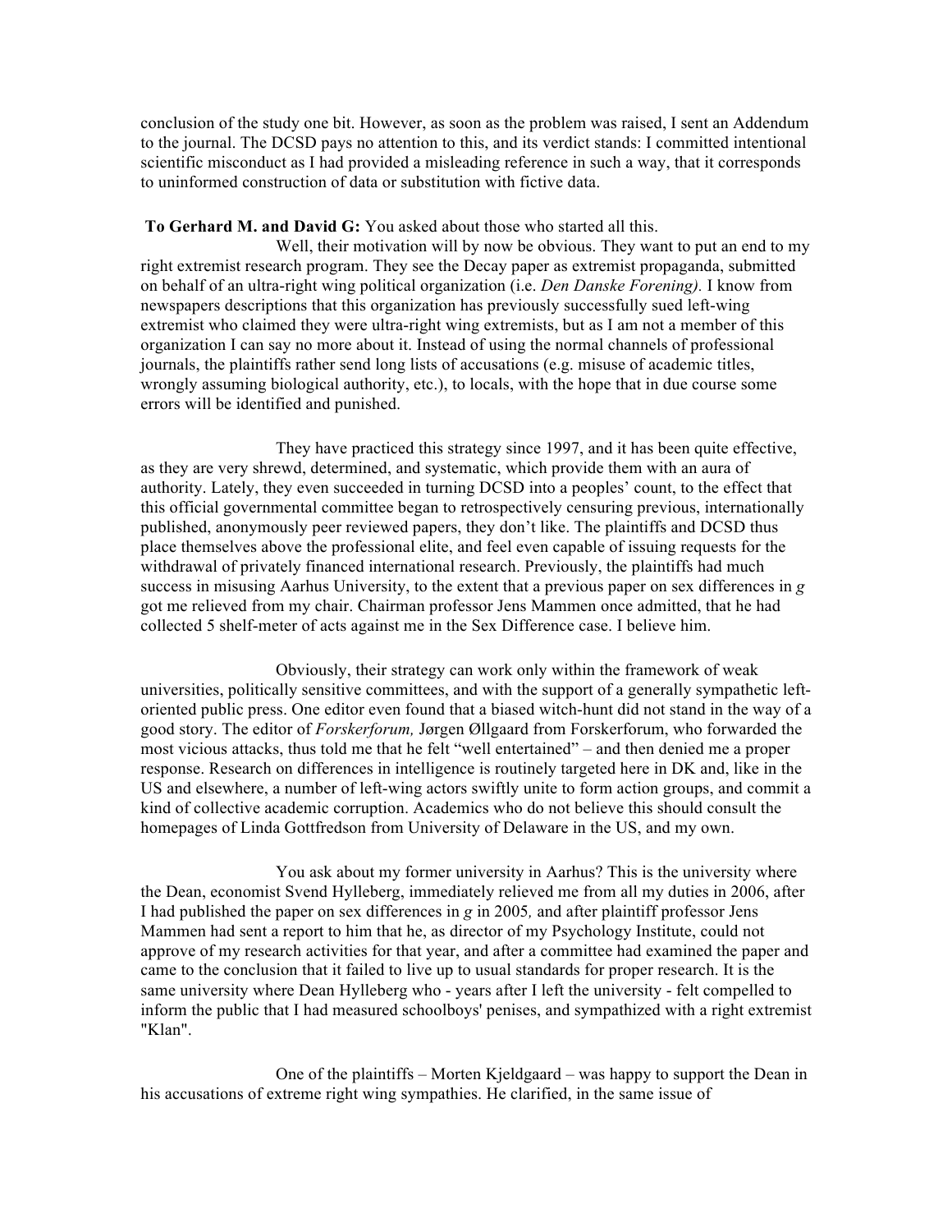conclusion of the study one bit. However, as soon as the problem was raised, I sent an Addendum to the journal. The DCSD pays no attention to this, and its verdict stands: I committed intentional scientific misconduct as I had provided a misleading reference in such a way, that it corresponds to uninformed construction of data or substitution with fictive data.

**To Gerhard M. and David G:** You asked about those who started all this.

Well, their motivation will by now be obvious. They want to put an end to my right extremist research program. They see the Decay paper as extremist propaganda, submitted on behalf of an ultra-right wing political organization (i.e. *Den Danske Forening).* I know from newspapers descriptions that this organization has previously successfully sued left-wing extremist who claimed they were ultra-right wing extremists, but as I am not a member of this organization I can say no more about it. Instead of using the normal channels of professional journals, the plaintiffs rather send long lists of accusations (e.g. misuse of academic titles, wrongly assuming biological authority, etc.), to locals, with the hope that in due course some errors will be identified and punished.

They have practiced this strategy since 1997, and it has been quite effective, as they are very shrewd, determined, and systematic, which provide them with an aura of authority. Lately, they even succeeded in turning DCSD into a peoples' count, to the effect that this official governmental committee began to retrospectively censuring previous, internationally published, anonymously peer reviewed papers, they don't like. The plaintiffs and DCSD thus place themselves above the professional elite, and feel even capable of issuing requests for the withdrawal of privately financed international research. Previously, the plaintiffs had much success in misusing Aarhus University, to the extent that a previous paper on sex differences in *g* got me relieved from my chair. Chairman professor Jens Mammen once admitted, that he had collected 5 shelf-meter of acts against me in the Sex Difference case. I believe him.

Obviously, their strategy can work only within the framework of weak universities, politically sensitive committees, and with the support of a generally sympathetic left-oriented public press. One editor even found that a biased witch-hunt did not stand in the way of a good story. The editor of *Forskerforum,* Jørgen Øllgaard from Forskerforum, who forwarded the most vicious attacks, thus told me that he felt "well entertained" – and then denied me a proper response. Research on differences in intelligence is routinely targeted here in DK and, like in the US and elsewhere, a number of left-wing actors swiftly unite to form action groups, and commit a kind of collective academic corruption. Academics who do not believe this should consult the homepages of Linda Gottfredson from University of Delaware in the US, and my own.

You ask about my former university in Aarhus? This is the university where the Dean, economist Svend Hylleberg, immediately relieved me from all my duties in 2006, after I had published the paper on sex differences in *g* in 2005*,* and after plaintiff professor Jens Mammen had sent a report to him that he, as director of my Psychology Institute, could not approve of my research activities for that year, and after a committee had examined the paper and came to the conclusion that it failed to live up to usual standards for proper research. It is the same university where Dean Hylleberg who - years after I left the university - felt compelled to inform the public that I had measured schoolboys' penises, and sympathized with a right extremist "Klan".

One of the plaintiffs – Morten Kjeldgaard – was happy to support the Dean in his accusations of extreme right wing sympathies. He clarified, in the same issue of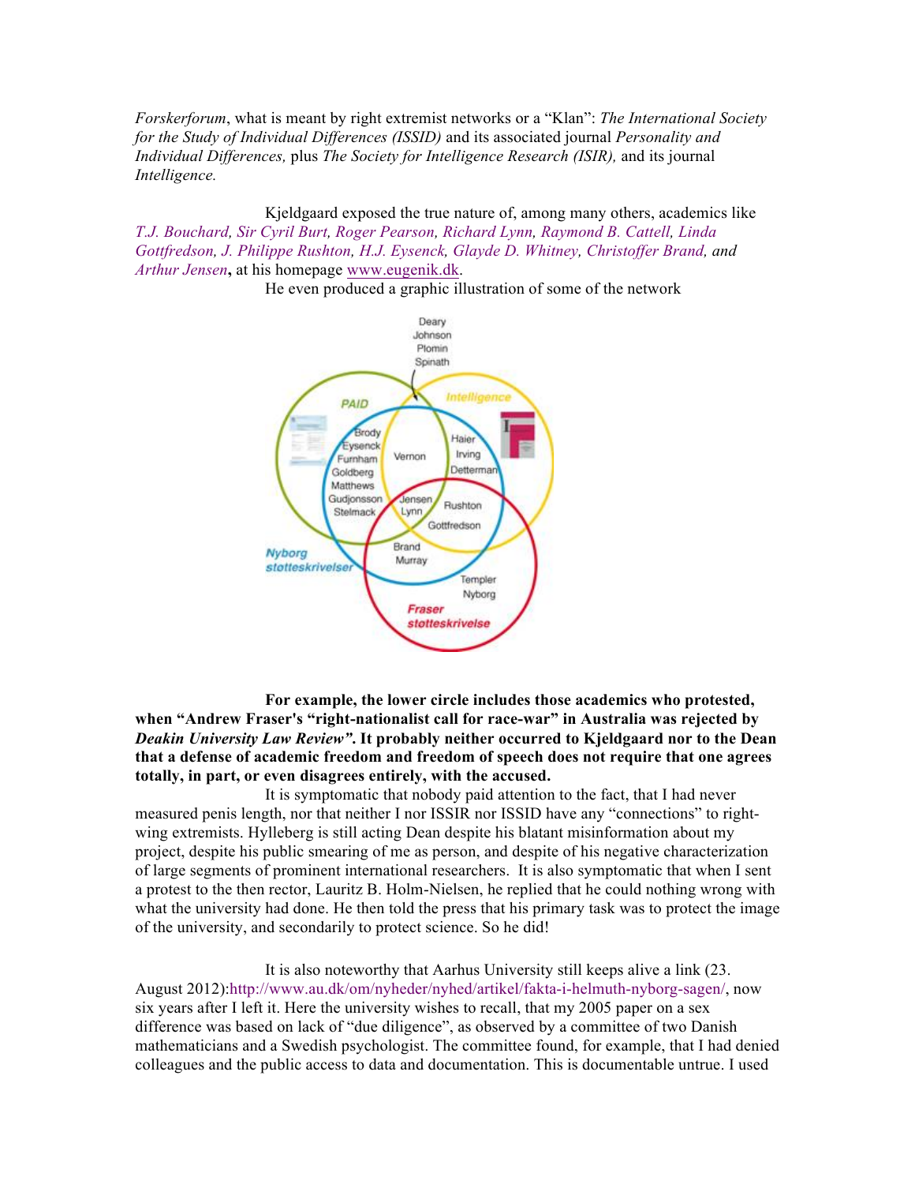*Forskerforum*, what is meant by right extremist networks or a "Klan": *The International Society for the Study of Individual Differences (ISSID)* and its associated journal *Personality and Individual Differences,* plus *The Society for Intelligence Research (ISIR),* and its journal *Intelligence.*

Kjeldgaard exposed the true nature of, among many others, academics like *T.J. Bouchard, Sir Cyril Burt, Roger Pearson, Richard Lynn, Raymond B. Cattell, Linda Gottfredson, J. Philippe Rushton, H.J. Eysenck, Glayde D. Whitney, Christoffer Brand, and Arthur Jensen***,** at his homepage www.eugenik.dk.

He even produced a graphic illustration of some of the network

**For example, the lower circle includes those academics who protested, when "Andrew Fraser's "right-nationalist call for race-war" in Australia was rejected by *Deakin University Law Review"*. It probably neither occurred to Kjeldgaard nor to the Dean that a defense of academic freedom and freedom of speech does not require that one agrees totally, in part, or even disagrees entirely, with the accused.**

It is symptomatic that nobody paid attention to the fact, that I had never measured penis length, nor that neither I nor ISSIR nor ISSID have any "connections" to right-wing extremists. Hylleberg is still acting Dean despite his blatant misinformation about my project, despite his public smearing of me as person, and despite of his negative characterization of large segments of prominent international researchers. It is also symptomatic that when I sent a protest to the then rector, Lauritz B. Holm-Nielsen, he replied that he could nothing wrong with what the university had done. He then told the press that his primary task was to protect the image of the university, and secondarily to protect science. So he did!

It is also noteworthy that Aarhus University still keeps alive a link (23. August 2012):http://www.au.dk/om/nyheder/nyhed/artikel/fakta-i-helmuth-nyborg-sagen/, now six years after I left it. Here the university wishes to recall, that my 2005 paper on a sex difference was based on lack of "due diligence", as observed by a committee of two Danish mathematicians and a Swedish psychologist. The committee found, for example, that I had denied colleagues and the public access to data and documentation. This is documentable untrue. I used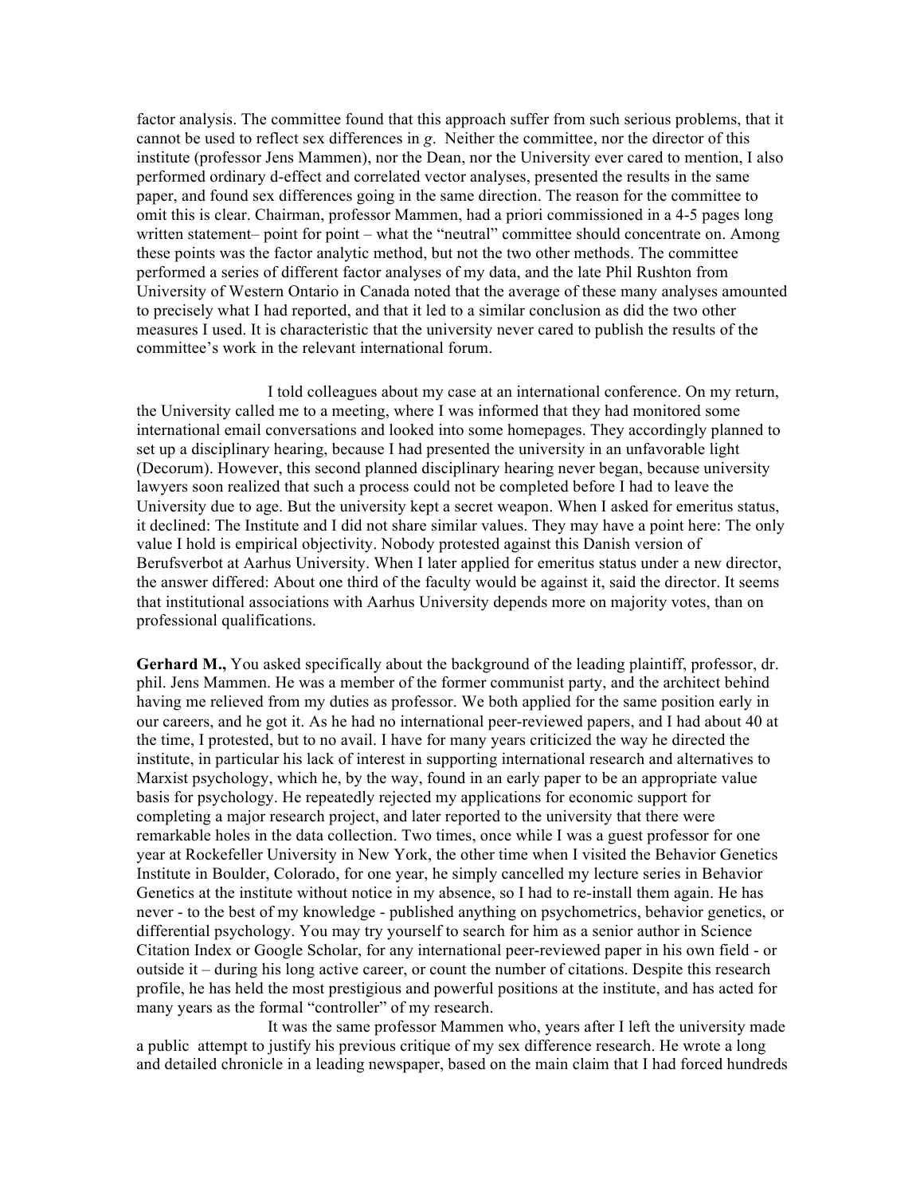factor analysis. The committee found that this approach suffer from such serious problems, that it cannot be used to reflect sex differences in *g*. Neither the committee, nor the director of this institute (professor Jens Mammen), nor the Dean, nor the University ever cared to mention, I also performed ordinary d-effect and correlated vector analyses, presented the results in the same paper, and found sex differences going in the same direction. The reason for the committee to omit this is clear. Chairman, professor Mammen, had a priori commissioned in a 4-5 pages long written statement– point for point – what the "neutral" committee should concentrate on. Among these points was the factor analytic method, but not the two other methods. The committee performed a series of different factor analyses of my data, and the late Phil Rushton from University of Western Ontario in Canada noted that the average of these many analyses amounted to precisely what I had reported, and that it led to a similar conclusion as did the two other measures I used. It is characteristic that the university never cared to publish the results of the committee's work in the relevant international forum.

I told colleagues about my case at an international conference. On my return, the University called me to a meeting, where I was informed that they had monitored some international email conversations and looked into some homepages. They accordingly planned to set up a disciplinary hearing, because I had presented the university in an unfavorable light (Decorum). However, this second planned disciplinary hearing never began, because university lawyers soon realized that such a process could not be completed before I had to leave the University due to age. But the university kept a secret weapon. When I asked for emeritus status, it declined: The Institute and I did not share similar values. They may have a point here: The only value I hold is empirical objectivity. Nobody protested against this Danish version of Berufsverbot at Aarhus University. When I later applied for emeritus status under a new director, the answer differed: About one third of the faculty would be against it, said the director. It seems that institutional associations with Aarhus University depends more on majority votes, than on professional qualifications.

**Gerhard M.,** You asked specifically about the background of the leading plaintiff, professor, dr. phil. Jens Mammen. He was a member of the former communist party, and the architect behind having me relieved from my duties as professor. We both applied for the same position early in our careers, and he got it. As he had no international peer-reviewed papers, and I had about 40 at the time, I protested, but to no avail. I have for many years criticized the way he directed the institute, in particular his lack of interest in supporting international research and alternatives to Marxist psychology, which he, by the way, found in an early paper to be an appropriate value basis for psychology. He repeatedly rejected my applications for economic support for completing a major research project, and later reported to the university that there were remarkable holes in the data collection. Two times, once while I was a guest professor for one year at Rockefeller University in New York, the other time when I visited the Behavior Genetics Institute in Boulder, Colorado, for one year, he simply cancelled my lecture series in Behavior Genetics at the institute without notice in my absence, so I had to re-install them again. He has never - to the best of my knowledge - published anything on psychometrics, behavior genetics, or differential psychology. You may try yourself to search for him as a senior author in Science Citation Index or Google Scholar, for any international peer-reviewed paper in his own field - or outside it – during his long active career, or count the number of citations. Despite this research profile, he has held the most prestigious and powerful positions at the institute, and has acted for many years as the formal "controller" of my research.

It was the same professor Mammen who, years after I left the university made a public attempt to justify his previous critique of my sex difference research. He wrote a long and detailed chronicle in a leading newspaper, based on the main claim that I had forced hundreds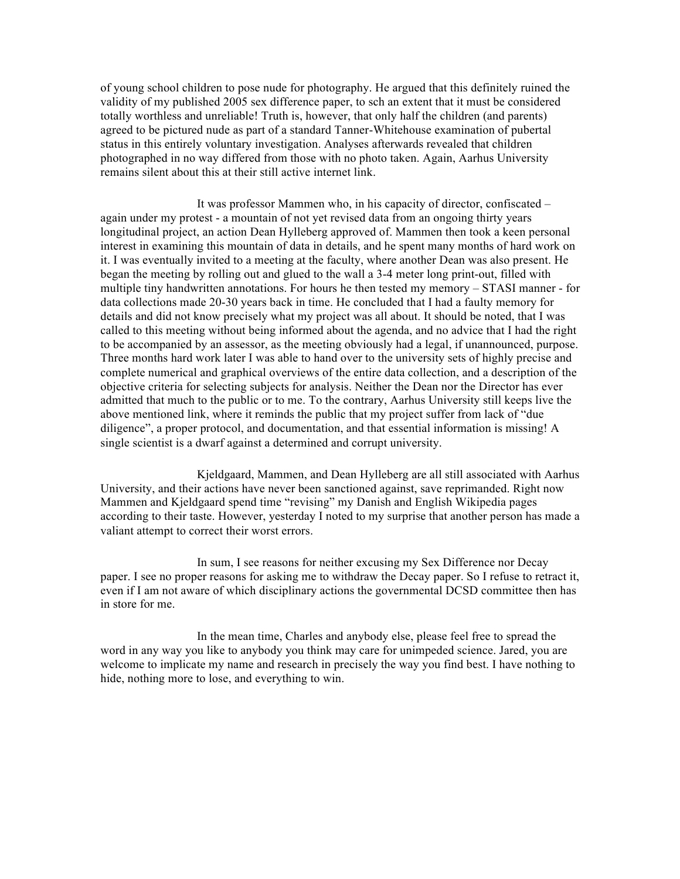of young school children to pose nude for photography. He argued that this definitely ruined the validity of my published 2005 sex difference paper, to sch an extent that it must be considered totally worthless and unreliable! Truth is, however, that only half the children (and parents) agreed to be pictured nude as part of a standard Tanner-Whitehouse examination of pubertal status in this entirely voluntary investigation. Analyses afterwards revealed that children photographed in no way differed from those with no photo taken. Again, Aarhus University remains silent about this at their still active internet link.

It was professor Mammen who, in his capacity of director, confiscated – again under my protest - a mountain of not yet revised data from an ongoing thirty years longitudinal project, an action Dean Hylleberg approved of. Mammen then took a keen personal interest in examining this mountain of data in details, and he spent many months of hard work on it. I was eventually invited to a meeting at the faculty, where another Dean was also present. He began the meeting by rolling out and glued to the wall a 3-4 meter long print-out, filled with multiple tiny handwritten annotations. For hours he then tested my memory – STASI manner - for data collections made 20-30 years back in time. He concluded that I had a faulty memory for details and did not know precisely what my project was all about. It should be noted, that I was called to this meeting without being informed about the agenda, and no advice that I had the right to be accompanied by an assessor, as the meeting obviously had a legal, if unannounced, purpose. Three months hard work later I was able to hand over to the university sets of highly precise and complete numerical and graphical overviews of the entire data collection, and a description of the objective criteria for selecting subjects for analysis. Neither the Dean nor the Director has ever admitted that much to the public or to me. To the contrary, Aarhus University still keeps live the above mentioned link, where it reminds the public that my project suffer from lack of "due diligence", a proper protocol, and documentation, and that essential information is missing! A single scientist is a dwarf against a determined and corrupt university.

Kjeldgaard, Mammen, and Dean Hylleberg are all still associated with Aarhus University, and their actions have never been sanctioned against, save reprimanded. Right now Mammen and Kjeldgaard spend time "revising" my Danish and English Wikipedia pages according to their taste. However, yesterday I noted to my surprise that another person has made a valiant attempt to correct their worst errors.

In sum, I see reasons for neither excusing my Sex Difference nor Decay paper. I see no proper reasons for asking me to withdraw the Decay paper. So I refuse to retract it, even if I am not aware of which disciplinary actions the governmental DCSD committee then has in store for me.

In the mean time, Charles and anybody else, please feel free to spread the word in any way you like to anybody you think may care for unimpeded science. Jared, you are welcome to implicate my name and research in precisely the way you find best. I have nothing to hide, nothing more to lose, and everything to win.